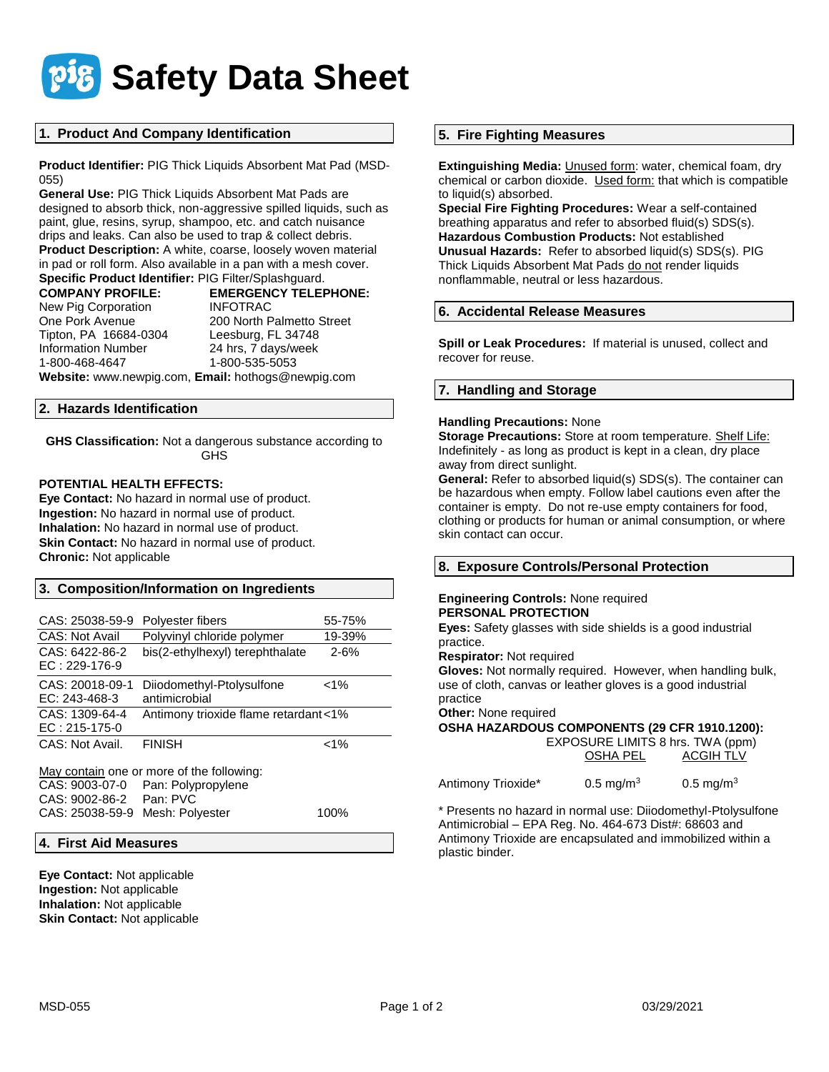# Safety Data Sheet

## 1. Product And Company Identification

**Product Identifier:** PIG Thick Liquids Absorbent Mat Pad (MSD-055)
**General Use:** PIG Thick Liquids Absorbent Mat Pads are designed to absorb thick, non-aggressive spilled liquids, such as paint, glue, resins, syrup, shampoo, etc. and catch nuisance drips and leaks. Can also be used to trap & collect debris.
**Product Description:** A white, coarse, loosely woven material in pad or roll form. Also available in a pan with a mesh cover.
**Specific Product Identifier:** PIG Filter/Splashguard.

| **COMPANY PROFILE:** | **EMERGENCY TELEPHONE:** |
|---|---|
| New Pig Corporation | INFOTRAC |
| One Pork Avenue | 200 North Palmetto Street |
| Tipton, PA 16684-0304 | Leesburg, FL 34748 |
| Information Number | 24 hrs, 7 days/week |
| 1-800-468-4647 | 1-800-535-5053 |

**Website:** www.newpig.com, **Email:** hothogs@newpig.com

## 2. Hazards Identification

**GHS Classification:** Not a dangerous substance according to GHS

**POTENTIAL HEALTH EFFECTS:**
**Eye Contact:** No hazard in normal use of product.
**Ingestion:** No hazard in normal use of product.
**Inhalation:** No hazard in normal use of product.
**Skin Contact:** No hazard in normal use of product.
**Chronic:** Not applicable

## 3. Composition/Information on Ingredients

| | | |
|---|---|---|
| CAS: 25038-59-9 | Polyester fibers | 55-75% |
| CAS: Not Avail | Polyvinyl chloride polymer | 19-39% |
| CAS: 6422-86-2 EC : 229-176-9 | bis(2-ethylhexyl) terephthalate | 2-6% |
| CAS: 20018-09-1 EC: 243-468-3 | Diiodomethyl-Ptolysulfone antimicrobial | <1% |
| CAS: 1309-64-4 EC : 215-175-0 | Antimony trioxide flame retardant | <1% |
| CAS: Not Avail. | FINISH | <1% |

May contain one or more of the following:

| | | |
|---|---|---|
| CAS: 9003-07-0 | Pan: Polypropylene | |
| CAS: 9002-86-2 | Pan: PVC | |
| CAS: 25038-59-9 | Mesh: Polyester | 100% |

## 4. First Aid Measures

**Eye Contact:** Not applicable
**Ingestion:** Not applicable
**Inhalation:** Not applicable
**Skin Contact:** Not applicable

## 5. Fire Fighting Measures

**Extinguishing Media:** Unused form: water, chemical foam, dry chemical or carbon dioxide. Used form: that which is compatible to liquid(s) absorbed.
**Special Fire Fighting Procedures:** Wear a self-contained breathing apparatus and refer to absorbed fluid(s) SDS(s).
**Hazardous Combustion Products:** Not established
**Unusual Hazards:** Refer to absorbed liquid(s) SDS(s). PIG Thick Liquids Absorbent Mat Pads do not render liquids nonflammable, neutral or less hazardous.

## 6. Accidental Release Measures

**Spill or Leak Procedures:** If material is unused, collect and recover for reuse.

## 7. Handling and Storage

**Handling Precautions:** None
**Storage Precautions:** Store at room temperature. Shelf Life: Indefinitely - as long as product is kept in a clean, dry place away from direct sunlight.
**General:** Refer to absorbed liquid(s) SDS(s). The container can be hazardous when empty. Follow label cautions even after the container is empty. Do not re-use empty containers for food, clothing or products for human or animal consumption, or where skin contact can occur.

## 8. Exposure Controls/Personal Protection

**Engineering Controls:** None required
**PERSONAL PROTECTION**
**Eyes:** Safety glasses with side shields is a good industrial practice.
**Respirator:** Not required
**Gloves:** Not normally required. However, when handling bulk, use of cloth, canvas or leather gloves is a good industrial practice
**Other:** None required
**OSHA HAZARDOUS COMPONENTS (29 CFR 1910.1200):**

| | EXPOSURE LIMITS 8 hrs. TWA (ppm) | |
|---|---|---|
| | OSHA PEL | ACGIH TLV |
| Antimony Trioxide* | 0.5 mg/m$^3$ | 0.5 mg/m$^3$ |

\* Presents no hazard in normal use: Diiodomethyl-Ptolysulfone Antimicrobial – EPA Reg. No. 464-673 Dist#: 68603 and Antimony Trioxide are encapsulated and immobilized within a plastic binder.

MSD-055 03/29/2021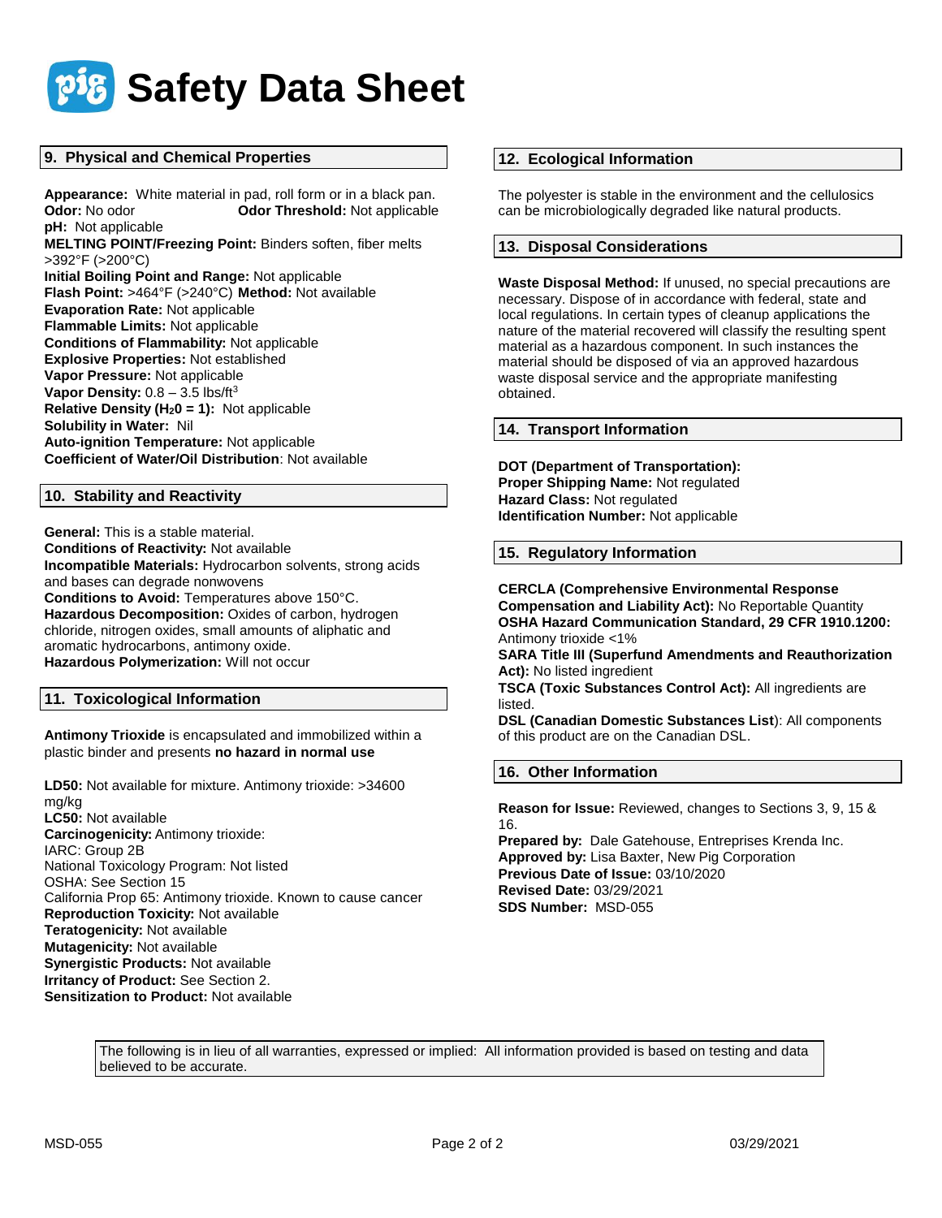# Safety Data Sheet

## 9. Physical and Chemical Properties

**Appearance:** White material in pad, roll form or in a black pan.
**Odor:** No odor **Odor Threshold:** Not applicable
**pH:** Not applicable
**MELTING POINT/Freezing Point:** Binders soften, fiber melts >392°F (>200°C)
**Initial Boiling Point and Range:** Not applicable
**Flash Point:** >464°F (>240°C) **Method:** Not available
**Evaporation Rate:** Not applicable
**Flammable Limits:** Not applicable
**Conditions of Flammability:** Not applicable
**Explosive Properties:** Not established
**Vapor Pressure:** Not applicable
**Vapor Density:** 0.8 – 3.5 lbs/ft$^3$
**Relative Density ($H_20$ = 1):** Not applicable
**Solubility in Water:** Nil
**Auto-ignition Temperature:** Not applicable
**Coefficient of Water/Oil Distribution**: Not available

## 10. Stability and Reactivity

**General:** This is a stable material.
**Conditions of Reactivity:** Not available
**Incompatible Materials:** Hydrocarbon solvents, strong acids and bases can degrade nonwovens
**Conditions to Avoid:** Temperatures above 150°C.
**Hazardous Decomposition:** Oxides of carbon, hydrogen chloride, nitrogen oxides, small amounts of aliphatic and aromatic hydrocarbons, antimony oxide.
**Hazardous Polymerization:** Will not occur

## 11. Toxicological Information

**Antimony Trioxide** is encapsulated and immobilized within a plastic binder and presents **no hazard in normal use**

**LD50:** Not available for mixture. Antimony trioxide: >34600 mg/kg
**LC50:** Not available
**Carcinogenicity:** Antimony trioxide:
IARC: Group 2B
National Toxicology Program: Not listed
OSHA: See Section 15
California Prop 65: Antimony trioxide. Known to cause cancer
**Reproduction Toxicity:** Not available
**Teratogenicity:** Not available
**Mutagenicity:** Not available
**Synergistic Products:** Not available
**Irritancy of Product:** See Section 2.
**Sensitization to Product:** Not available

## 12. Ecological Information

The polyester is stable in the environment and the cellulosics can be microbiologically degraded like natural products.

## 13. Disposal Considerations

**Waste Disposal Method:** If unused, no special precautions are necessary. Dispose of in accordance with federal, state and local regulations. In certain types of cleanup applications the nature of the material recovered will classify the resulting spent material as a hazardous component. In such instances the material should be disposed of via an approved hazardous waste disposal service and the appropriate manifesting obtained.

## 14. Transport Information

**DOT (Department of Transportation):**
**Proper Shipping Name:** Not regulated
**Hazard Class:** Not regulated
**Identification Number:** Not applicable

## 15. Regulatory Information

**CERCLA (Comprehensive Environmental Response Compensation and Liability Act):** No Reportable Quantity
**OSHA Hazard Communication Standard, 29 CFR 1910.1200:** Antimony trioxide <1%
**SARA Title III (Superfund Amendments and Reauthorization Act):** No listed ingredient
**TSCA (Toxic Substances Control Act):** All ingredients are listed.
**DSL (Canadian Domestic Substances List**): All components of this product are on the Canadian DSL.

## 16. Other Information

**Reason for Issue:** Reviewed, changes to Sections 3, 9, 15 & 16.
**Prepared by:** Dale Gatehouse, Entreprises Krenda Inc.
**Approved by:** Lisa Baxter, New Pig Corporation
**Previous Date of Issue:** 03/10/2020
**Revised Date:** 03/29/2021
**SDS Number:** MSD-055

The following is in lieu of all warranties, expressed or implied: All information provided is based on testing and data believed to be accurate.